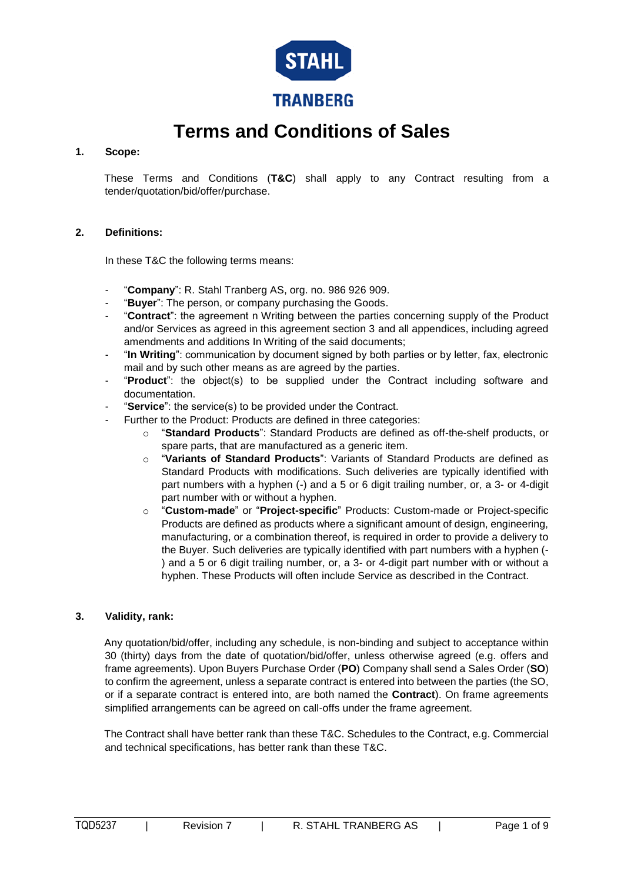STAHL

TRANBERG

# Terms and Conditions of Sales

## 1. Scope:

These Terms and Conditions (**T&C**) shall apply to any Contract resulting from a tender/quotation/bid/offer/purchase.

## 2. Definitions:

In these T&C the following terms means:

- "**Company**": R. Stahl Tranberg AS, org. no. 986 926 909.
- "**Buyer**": The person, or company purchasing the Goods.
- "**Contract**": the agreement n Writing between the parties concerning supply of the Product and/or Services as agreed in this agreement section 3 and all appendices, including agreed amendments and additions In Writing of the said documents;
- "**In Writing**": communication by document signed by both parties or by letter, fax, electronic mail and by such other means as are agreed by the parties.
- "**Product**": the object(s) to be supplied under the Contract including software and documentation.
- "**Service**": the service(s) to be provided under the Contract.
- Further to the Product: Products are defined in three categories:
  - "**Standard Products**": Standard Products are defined as off-the-shelf products, or spare parts, that are manufactured as a generic item.
  - "**Variants of Standard Products**": Variants of Standard Products are defined as Standard Products with modifications. Such deliveries are typically identified with part numbers with a hyphen (-) and a 5 or 6 digit trailing number, or, a 3- or 4-digit part number with or without a hyphen.
  - "**Custom-made**" or "**Project-specific**" Products: Custom-made or Project-specific Products are defined as products where a significant amount of design, engineering, manufacturing, or a combination thereof, is required in order to provide a delivery to the Buyer. Such deliveries are typically identified with part numbers with a hyphen (-) and a 5 or 6 digit trailing number, or, a 3- or 4-digit part number with or without a hyphen. These Products will often include Service as described in the Contract.

## 3. Validity, rank:

Any quotation/bid/offer, including any schedule, is non-binding and subject to acceptance within 30 (thirty) days from the date of quotation/bid/offer, unless otherwise agreed (e.g. offers and frame agreements). Upon Buyers Purchase Order (**PO**) Company shall send a Sales Order (**SO**) to confirm the agreement, unless a separate contract is entered into between the parties (the SO, or if a separate contract is entered into, are both named the **Contract**). On frame agreements simplified arrangements can be agreed on call-offs under the frame agreement.

The Contract shall have better rank than these T&C. Schedules to the Contract, e.g. Commercial and technical specifications, has better rank than these T&C.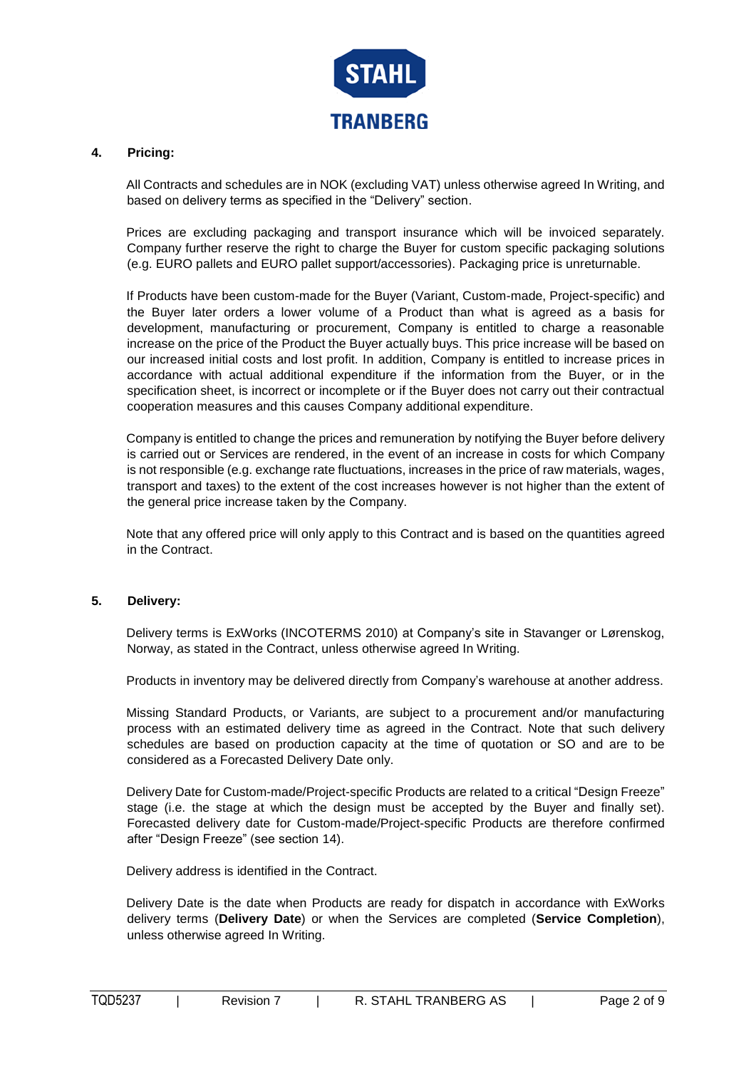## 4. Pricing:

All Contracts and schedules are in NOK (excluding VAT) unless otherwise agreed In Writing, and based on delivery terms as specified in the "Delivery" section.

Prices are excluding packaging and transport insurance which will be invoiced separately. Company further reserve the right to charge the Buyer for custom specific packaging solutions (e.g. EURO pallets and EURO pallet support/accessories). Packaging price is unreturnable.

If Products have been custom-made for the Buyer (Variant, Custom-made, Project-specific) and the Buyer later orders a lower volume of a Product than what is agreed as a basis for development, manufacturing or procurement, Company is entitled to charge a reasonable increase on the price of the Product the Buyer actually buys. This price increase will be based on our increased initial costs and lost profit. In addition, Company is entitled to increase prices in accordance with actual additional expenditure if the information from the Buyer, or in the specification sheet, is incorrect or incomplete or if the Buyer does not carry out their contractual cooperation measures and this causes Company additional expenditure.

Company is entitled to change the prices and remuneration by notifying the Buyer before delivery is carried out or Services are rendered, in the event of an increase in costs for which Company is not responsible (e.g. exchange rate fluctuations, increases in the price of raw materials, wages, transport and taxes) to the extent of the cost increases however is not higher than the extent of the general price increase taken by the Company.

Note that any offered price will only apply to this Contract and is based on the quantities agreed in the Contract.

## 5. Delivery:

Delivery terms is ExWorks (INCOTERMS 2010) at Company's site in Stavanger or Lørenskog, Norway, as stated in the Contract, unless otherwise agreed In Writing.

Products in inventory may be delivered directly from Company's warehouse at another address.

Missing Standard Products, or Variants, are subject to a procurement and/or manufacturing process with an estimated delivery time as agreed in the Contract. Note that such delivery schedules are based on production capacity at the time of quotation or SO and are to be considered as a Forecasted Delivery Date only.

Delivery Date for Custom-made/Project-specific Products are related to a critical "Design Freeze" stage (i.e. the stage at which the design must be accepted by the Buyer and finally set). Forecasted delivery date for Custom-made/Project-specific Products are therefore confirmed after "Design Freeze" (see section 14).

Delivery address is identified in the Contract.

Delivery Date is the date when Products are ready for dispatch in accordance with ExWorks delivery terms (**Delivery Date**) or when the Services are completed (**Service Completion**), unless otherwise agreed In Writing.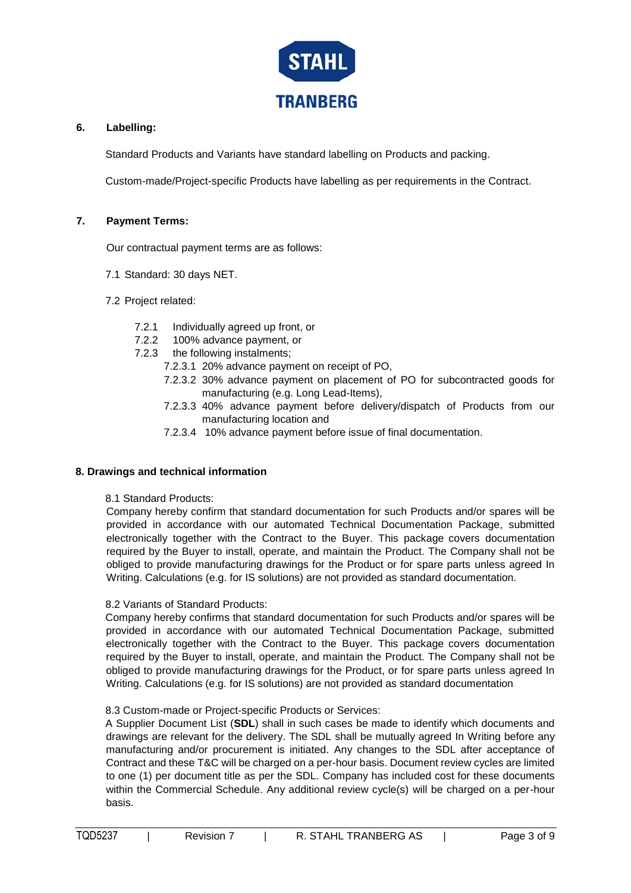## 6. Labelling:

Standard Products and Variants have standard labelling on Products and packing.

Custom-made/Project-specific Products have labelling as per requirements in the Contract.

## 7. Payment Terms:

Our contractual payment terms are as follows:

7.1 Standard: 30 days NET.

7.2 Project related:

- 7.2.1 Individually agreed up front, or
- 7.2.2 100% advance payment, or
- 7.2.3 the following instalments;
  - 7.2.3.1 20% advance payment on receipt of PO,
  - 7.2.3.2 30% advance payment on placement of PO for subcontracted goods for manufacturing (e.g. Long Lead-Items),
  - 7.2.3.3 40% advance payment before delivery/dispatch of Products from our manufacturing location and
  - 7.2.3.4 10% advance payment before issue of final documentation.

## 8. Drawings and technical information

8.1 Standard Products:
Company hereby confirm that standard documentation for such Products and/or spares will be provided in accordance with our automated Technical Documentation Package, submitted electronically together with the Contract to the Buyer. This package covers documentation required by the Buyer to install, operate, and maintain the Product. The Company shall not be obliged to provide manufacturing drawings for the Product or for spare parts unless agreed In Writing. Calculations (e.g. for IS solutions) are not provided as standard documentation.

8.2 Variants of Standard Products:
Company hereby confirms that standard documentation for such Products and/or spares will be provided in accordance with our automated Technical Documentation Package, submitted electronically together with the Contract to the Buyer. This package covers documentation required by the Buyer to install, operate, and maintain the Product. The Company shall not be obliged to provide manufacturing drawings for the Product, or for spare parts unless agreed In Writing. Calculations (e.g. for IS solutions) are not provided as standard documentation

8.3 Custom-made or Project-specific Products or Services:
A Supplier Document List (**SDL**) shall in such cases be made to identify which documents and drawings are relevant for the delivery. The SDL shall be mutually agreed In Writing before any manufacturing and/or procurement is initiated. Any changes to the SDL after acceptance of Contract and these T&C will be charged on a per-hour basis. Document review cycles are limited to one (1) per document title as per the SDL. Company has included cost for these documents within the Commercial Schedule. Any additional review cycle(s) will be charged on a per-hour basis.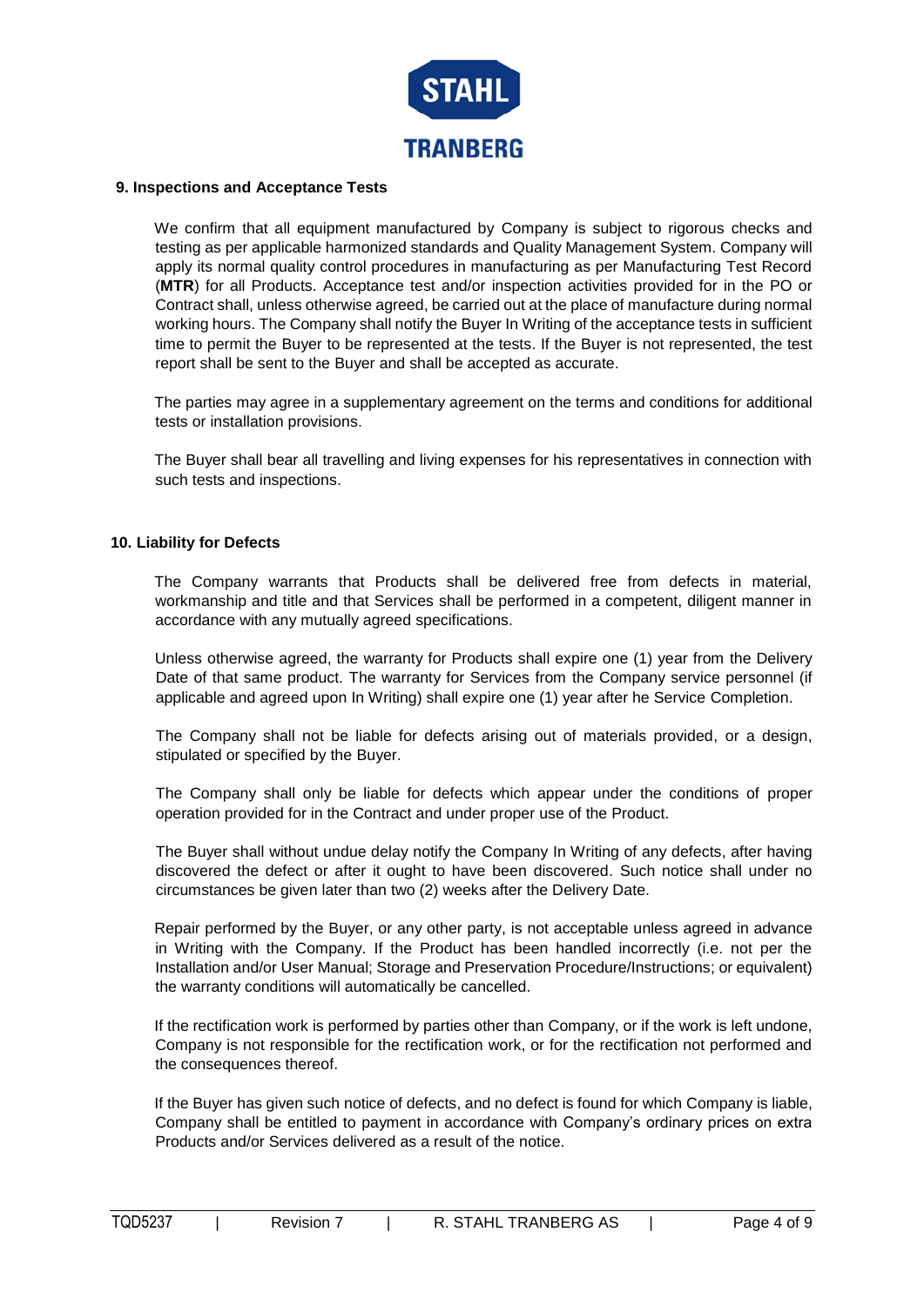## 9. Inspections and Acceptance Tests

We confirm that all equipment manufactured by Company is subject to rigorous checks and testing as per applicable harmonized standards and Quality Management System. Company will apply its normal quality control procedures in manufacturing as per Manufacturing Test Record (**MTR**) for all Products. Acceptance test and/or inspection activities provided for in the PO or Contract shall, unless otherwise agreed, be carried out at the place of manufacture during normal working hours. The Company shall notify the Buyer In Writing of the acceptance tests in sufficient time to permit the Buyer to be represented at the tests. If the Buyer is not represented, the test report shall be sent to the Buyer and shall be accepted as accurate.

The parties may agree in a supplementary agreement on the terms and conditions for additional tests or installation provisions.

The Buyer shall bear all travelling and living expenses for his representatives in connection with such tests and inspections.

## 10. Liability for Defects

The Company warrants that Products shall be delivered free from defects in material, workmanship and title and that Services shall be performed in a competent, diligent manner in accordance with any mutually agreed specifications.

Unless otherwise agreed, the warranty for Products shall expire one (1) year from the Delivery Date of that same product. The warranty for Services from the Company service personnel (if applicable and agreed upon In Writing) shall expire one (1) year after he Service Completion.

The Company shall not be liable for defects arising out of materials provided, or a design, stipulated or specified by the Buyer.

The Company shall only be liable for defects which appear under the conditions of proper operation provided for in the Contract and under proper use of the Product.

The Buyer shall without undue delay notify the Company In Writing of any defects, after having discovered the defect or after it ought to have been discovered. Such notice shall under no circumstances be given later than two (2) weeks after the Delivery Date.

Repair performed by the Buyer, or any other party, is not acceptable unless agreed in advance in Writing with the Company. If the Product has been handled incorrectly (i.e. not per the Installation and/or User Manual; Storage and Preservation Procedure/Instructions; or equivalent) the warranty conditions will automatically be cancelled.

If the rectification work is performed by parties other than Company, or if the work is left undone, Company is not responsible for the rectification work, or for the rectification not performed and the consequences thereof.

If the Buyer has given such notice of defects, and no defect is found for which Company is liable, Company shall be entitled to payment in accordance with Company's ordinary prices on extra Products and/or Services delivered as a result of the notice.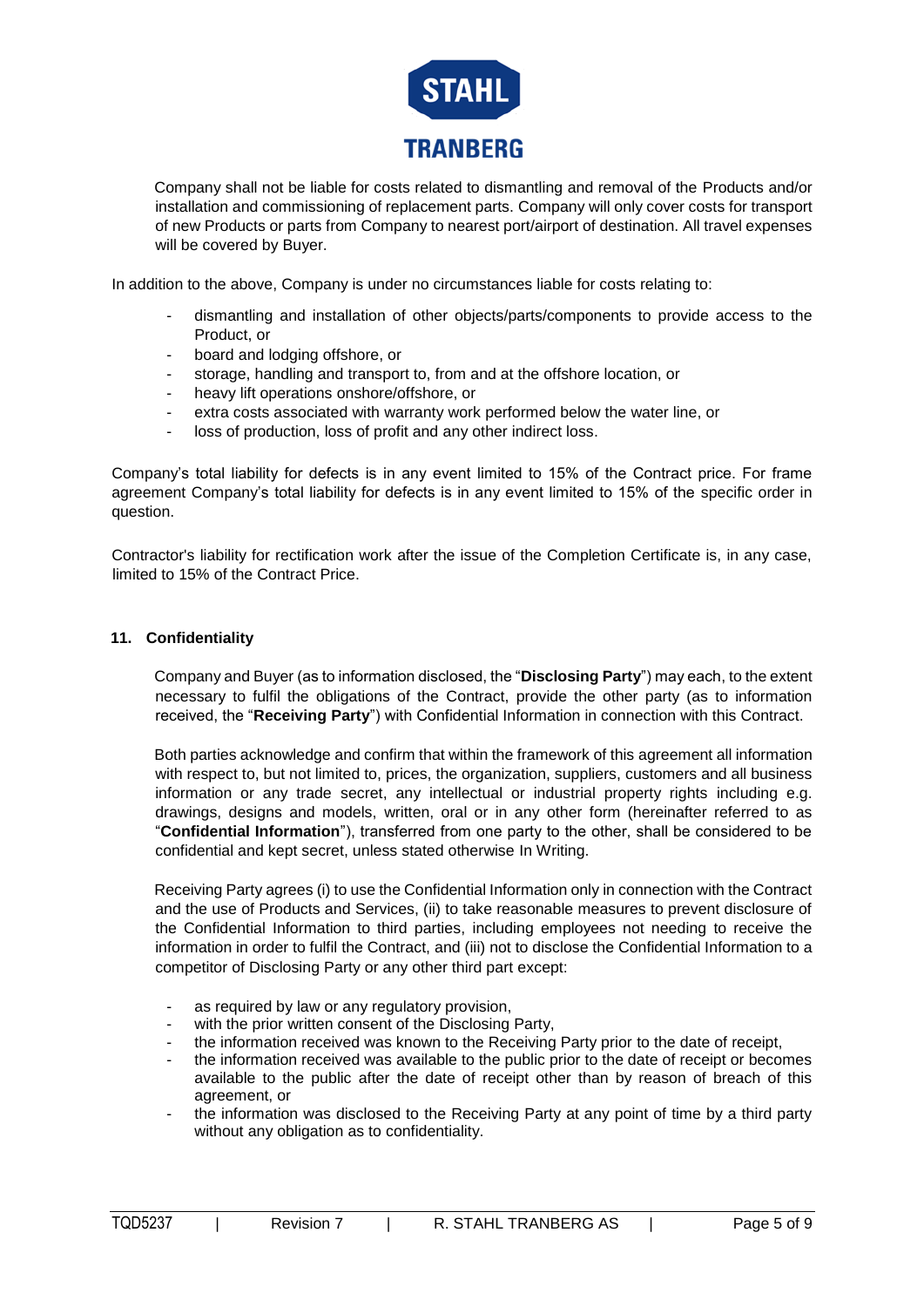Company shall not be liable for costs related to dismantling and removal of the Products and/or installation and commissioning of replacement parts. Company will only cover costs for transport of new Products or parts from Company to nearest port/airport of destination. All travel expenses will be covered by Buyer.

In addition to the above, Company is under no circumstances liable for costs relating to:

- dismantling and installation of other objects/parts/components to provide access to the Product, or
- board and lodging offshore, or
- storage, handling and transport to, from and at the offshore location, or
- heavy lift operations onshore/offshore, or
- extra costs associated with warranty work performed below the water line, or
- loss of production, loss of profit and any other indirect loss.

Company's total liability for defects is in any event limited to 15% of the Contract price. For frame agreement Company's total liability for defects is in any event limited to 15% of the specific order in question.

Contractor's liability for rectification work after the issue of the Completion Certificate is, in any case, limited to 15% of the Contract Price.

## 11. Confidentiality

Company and Buyer (as to information disclosed, the "**Disclosing Party**") may each, to the extent necessary to fulfil the obligations of the Contract, provide the other party (as to information received, the "**Receiving Party**") with Confidential Information in connection with this Contract.

Both parties acknowledge and confirm that within the framework of this agreement all information with respect to, but not limited to, prices, the organization, suppliers, customers and all business information or any trade secret, any intellectual or industrial property rights including e.g. drawings, designs and models, written, oral or in any other form (hereinafter referred to as "**Confidential Information**"), transferred from one party to the other, shall be considered to be confidential and kept secret, unless stated otherwise In Writing.

Receiving Party agrees (i) to use the Confidential Information only in connection with the Contract and the use of Products and Services, (ii) to take reasonable measures to prevent disclosure of the Confidential Information to third parties, including employees not needing to receive the information in order to fulfil the Contract, and (iii) not to disclose the Confidential Information to a competitor of Disclosing Party or any other third part except:

- as required by law or any regulatory provision,
- with the prior written consent of the Disclosing Party,
- the information received was known to the Receiving Party prior to the date of receipt,
- the information received was available to the public prior to the date of receipt or becomes available to the public after the date of receipt other than by reason of breach of this agreement, or
- the information was disclosed to the Receiving Party at any point of time by a third party without any obligation as to confidentiality.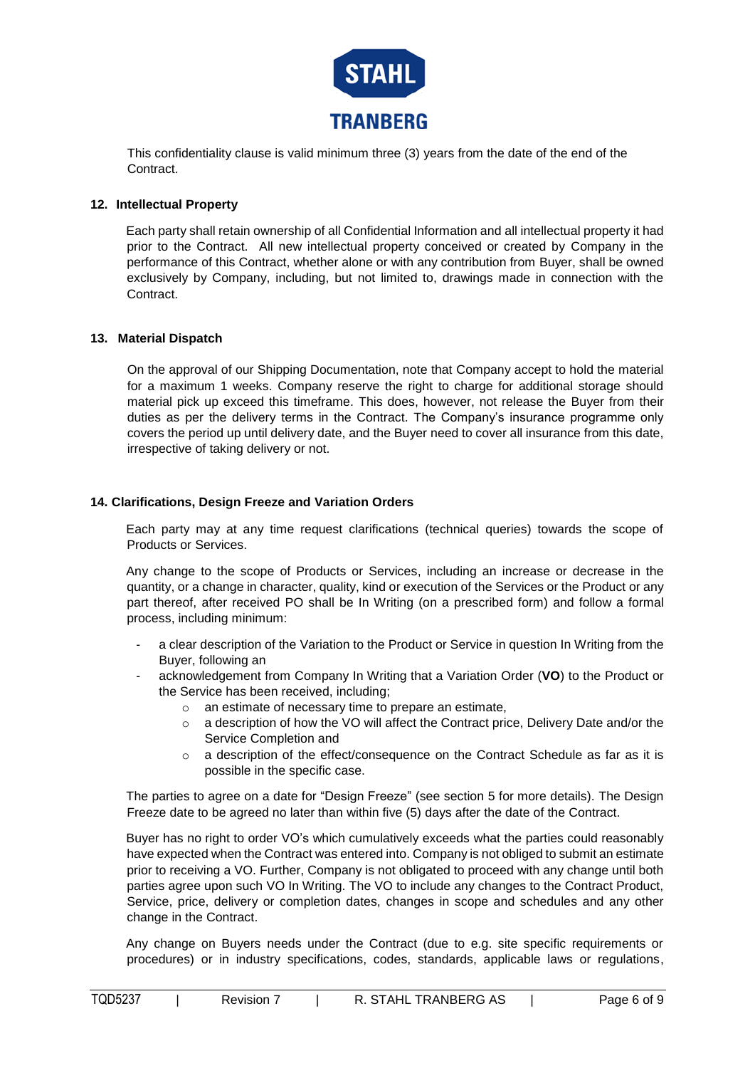This confidentiality clause is valid minimum three (3) years from the date of the end of the Contract.

## 12. Intellectual Property

Each party shall retain ownership of all Confidential Information and all intellectual property it had prior to the Contract. All new intellectual property conceived or created by Company in the performance of this Contract, whether alone or with any contribution from Buyer, shall be owned exclusively by Company, including, but not limited to, drawings made in connection with the Contract.

## 13. Material Dispatch

On the approval of our Shipping Documentation, note that Company accept to hold the material for a maximum 1 weeks. Company reserve the right to charge for additional storage should material pick up exceed this timeframe. This does, however, not release the Buyer from their duties as per the delivery terms in the Contract. The Company's insurance programme only covers the period up until delivery date, and the Buyer need to cover all insurance from this date, irrespective of taking delivery or not.

## 14. Clarifications, Design Freeze and Variation Orders

Each party may at any time request clarifications (technical queries) towards the scope of Products or Services.

Any change to the scope of Products or Services, including an increase or decrease in the quantity, or a change in character, quality, kind or execution of the Services or the Product or any part thereof, after received PO shall be In Writing (on a prescribed form) and follow a formal process, including minimum:

- a clear description of the Variation to the Product or Service in question In Writing from the Buyer, following an
- acknowledgement from Company In Writing that a Variation Order (**VO**) to the Product or the Service has been received, including;
  - an estimate of necessary time to prepare an estimate,
  - a description of how the VO will affect the Contract price, Delivery Date and/or the Service Completion and
  - a description of the effect/consequence on the Contract Schedule as far as it is possible in the specific case.

The parties to agree on a date for "Design Freeze" (see section 5 for more details). The Design Freeze date to be agreed no later than within five (5) days after the date of the Contract.

Buyer has no right to order VO's which cumulatively exceeds what the parties could reasonably have expected when the Contract was entered into. Company is not obliged to submit an estimate prior to receiving a VO. Further, Company is not obligated to proceed with any change until both parties agree upon such VO In Writing. The VO to include any changes to the Contract Product, Service, price, delivery or completion dates, changes in scope and schedules and any other change in the Contract.

Any change on Buyers needs under the Contract (due to e.g. site specific requirements or procedures) or in industry specifications, codes, standards, applicable laws or regulations,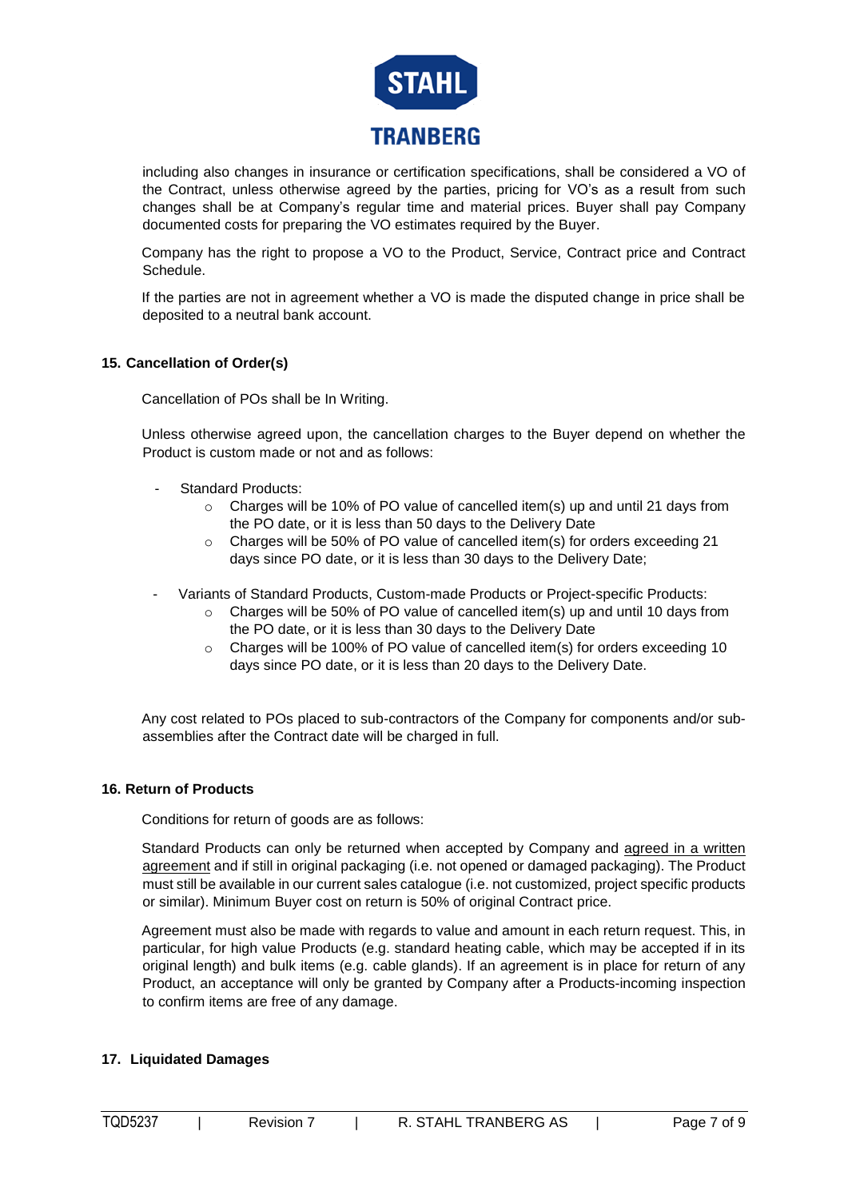including also changes in insurance or certification specifications, shall be considered a VO of the Contract, unless otherwise agreed by the parties, pricing for VO's as a result from such changes shall be at Company's regular time and material prices. Buyer shall pay Company documented costs for preparing the VO estimates required by the Buyer.

Company has the right to propose a VO to the Product, Service, Contract price and Contract Schedule.

If the parties are not in agreement whether a VO is made the disputed change in price shall be deposited to a neutral bank account.

### 15. Cancellation of Order(s)

Cancellation of POs shall be In Writing.

Unless otherwise agreed upon, the cancellation charges to the Buyer depend on whether the Product is custom made or not and as follows:

- Standard Products:
  - Charges will be 10% of PO value of cancelled item(s) up and until 21 days from the PO date, or it is less than 50 days to the Delivery Date
  - Charges will be 50% of PO value of cancelled item(s) for orders exceeding 21 days since PO date, or it is less than 30 days to the Delivery Date;
- Variants of Standard Products, Custom-made Products or Project-specific Products:
  - Charges will be 50% of PO value of cancelled item(s) up and until 10 days from the PO date, or it is less than 30 days to the Delivery Date
  - Charges will be 100% of PO value of cancelled item(s) for orders exceeding 10 days since PO date, or it is less than 20 days to the Delivery Date.

Any cost related to POs placed to sub-contractors of the Company for components and/or sub-assemblies after the Contract date will be charged in full.

### 16. Return of Products

Conditions for return of goods are as follows:

Standard Products can only be returned when accepted by Company and agreed in a written agreement and if still in original packaging (i.e. not opened or damaged packaging). The Product must still be available in our current sales catalogue (i.e. not customized, project specific products or similar). Minimum Buyer cost on return is 50% of original Contract price.

Agreement must also be made with regards to value and amount in each return request. This, in particular, for high value Products (e.g. standard heating cable, which may be accepted if in its original length) and bulk items (e.g. cable glands). If an agreement is in place for return of any Product, an acceptance will only be granted by Company after a Products-incoming inspection to confirm items are free of any damage.

### 17. Liquidated Damages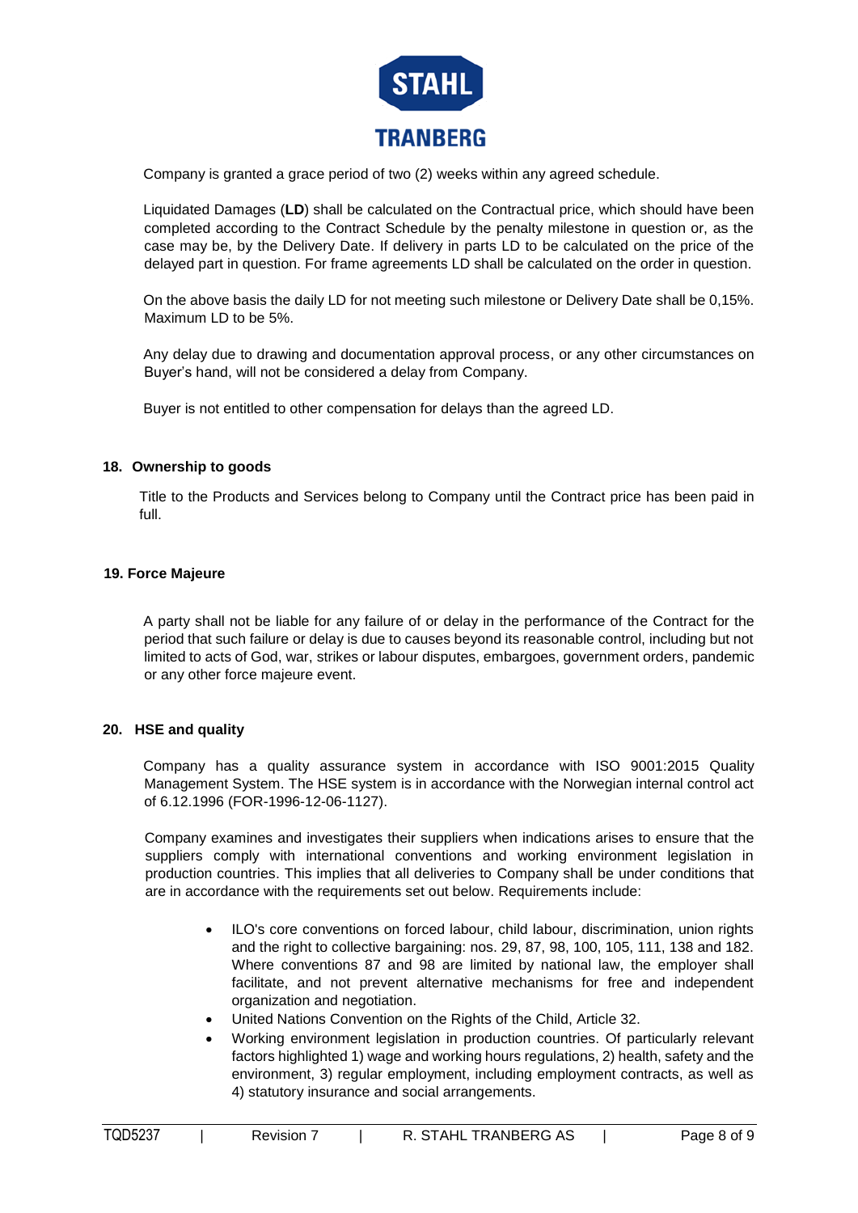Company is granted a grace period of two (2) weeks within any agreed schedule.

Liquidated Damages (**LD**) shall be calculated on the Contractual price, which should have been completed according to the Contract Schedule by the penalty milestone in question or, as the case may be, by the Delivery Date. If delivery in parts LD to be calculated on the price of the delayed part in question. For frame agreements LD shall be calculated on the order in question.

On the above basis the daily LD for not meeting such milestone or Delivery Date shall be 0,15%. Maximum LD to be 5%.

Any delay due to drawing and documentation approval process, or any other circumstances on Buyer's hand, will not be considered a delay from Company.

Buyer is not entitled to other compensation for delays than the agreed LD.

## 18. Ownership to goods

Title to the Products and Services belong to Company until the Contract price has been paid in full.

## 19. Force Majeure

A party shall not be liable for any failure of or delay in the performance of the Contract for the period that such failure or delay is due to causes beyond its reasonable control, including but not limited to acts of God, war, strikes or labour disputes, embargoes, government orders, pandemic or any other force majeure event.

## 20. HSE and quality

Company has a quality assurance system in accordance with ISO 9001:2015 Quality Management System. The HSE system is in accordance with the Norwegian internal control act of 6.12.1996 (FOR-1996-12-06-1127).

Company examines and investigates their suppliers when indications arises to ensure that the suppliers comply with international conventions and working environment legislation in production countries. This implies that all deliveries to Company shall be under conditions that are in accordance with the requirements set out below. Requirements include:

- ILO's core conventions on forced labour, child labour, discrimination, union rights and the right to collective bargaining: nos. 29, 87, 98, 100, 105, 111, 138 and 182. Where conventions 87 and 98 are limited by national law, the employer shall facilitate, and not prevent alternative mechanisms for free and independent organization and negotiation.
- United Nations Convention on the Rights of the Child, Article 32.
- Working environment legislation in production countries. Of particularly relevant factors highlighted 1) wage and working hours regulations, 2) health, safety and the environment, 3) regular employment, including employment contracts, as well as 4) statutory insurance and social arrangements.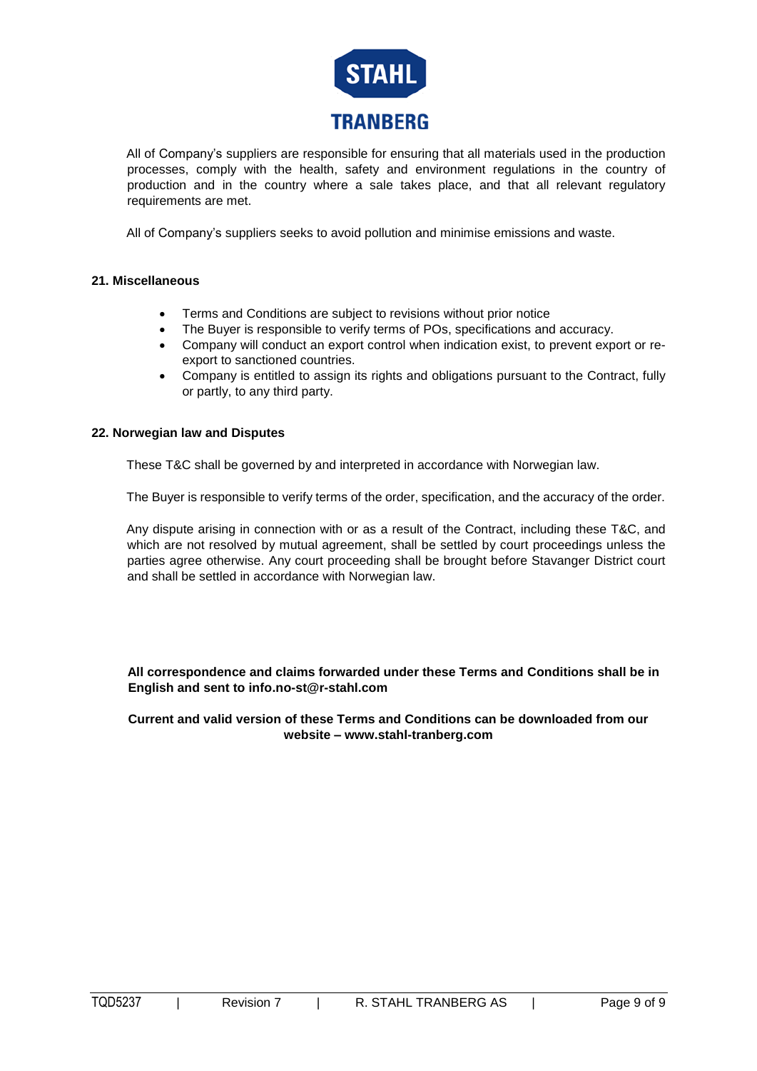All of Company's suppliers are responsible for ensuring that all materials used in the production processes, comply with the health, safety and environment regulations in the country of production and in the country where a sale takes place, and that all relevant regulatory requirements are met.

All of Company's suppliers seeks to avoid pollution and minimise emissions and waste.

**21. Miscellaneous**

- Terms and Conditions are subject to revisions without prior notice
- The Buyer is responsible to verify terms of POs, specifications and accuracy.
- Company will conduct an export control when indication exist, to prevent export or re-export to sanctioned countries.
- Company is entitled to assign its rights and obligations pursuant to the Contract, fully or partly, to any third party.

**22. Norwegian law and Disputes**

These T&C shall be governed by and interpreted in accordance with Norwegian law.

The Buyer is responsible to verify terms of the order, specification, and the accuracy of the order.

Any dispute arising in connection with or as a result of the Contract, including these T&C, and which are not resolved by mutual agreement, shall be settled by court proceedings unless the parties agree otherwise. Any court proceeding shall be brought before Stavanger District court and shall be settled in accordance with Norwegian law.

**All correspondence and claims forwarded under these Terms and Conditions shall be in English and sent to info.no-st@r-stahl.com**

**Current and valid version of these Terms and Conditions can be downloaded from our website – www.stahl-tranberg.com**